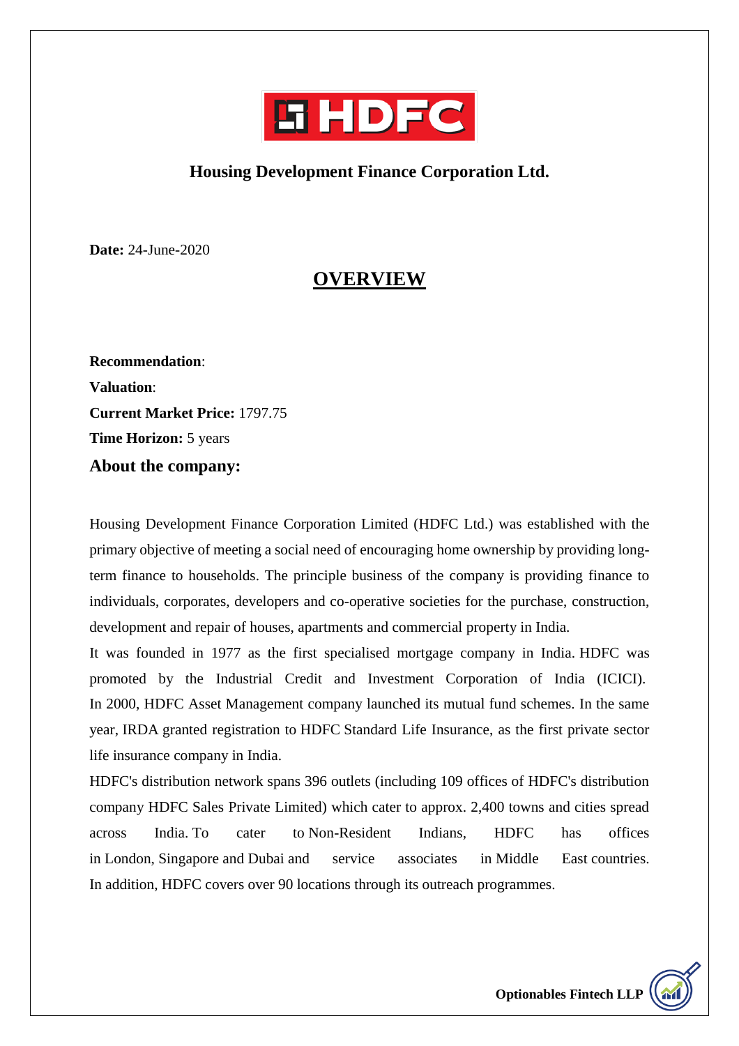# Housing Development Finance Corporation Ltd.

**Date:** 24-June-2020

## OVERVIEW

**Recommendation**:

**Valuation**:

**Current Market Price:** 1797.75

**Time Horizon:** 5 years

### About the company:

Housing Development Finance Corporation Limited (HDFC Ltd.) was established with the primary objective of meeting a social need of encouraging home ownership by providing long-term finance to households. The principle business of the company is providing finance to individuals, corporates, developers and co-operative societies for the purchase, construction, development and repair of houses, apartments and commercial property in India.

It was founded in 1977 as the first specialised mortgage company in India. HDFC was promoted by the Industrial Credit and Investment Corporation of India (ICICI). In 2000, HDFC Asset Management company launched its mutual fund schemes. In the same year, IRDA granted registration to HDFC Standard Life Insurance, as the first private sector life insurance company in India.

HDFC's distribution network spans 396 outlets (including 109 offices of HDFC's distribution company HDFC Sales Private Limited) which cater to approx. 2,400 towns and cities spread across India. To cater to Non-Resident Indians, HDFC has offices in London, Singapore and Dubai and service associates in Middle East countries. In addition, HDFC covers over 90 locations through its outreach programmes.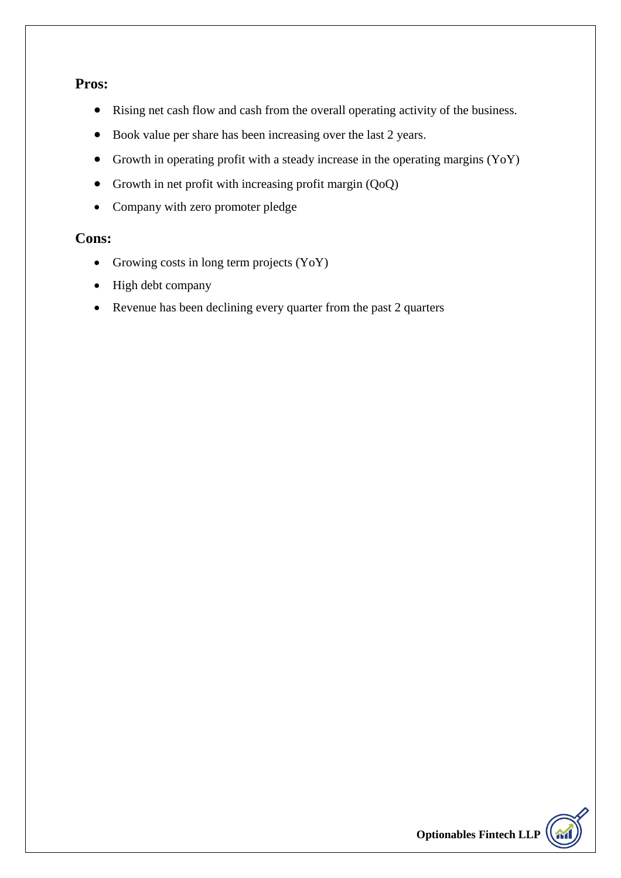**Pros:**

- Rising net cash flow and cash from the overall operating activity of the business.
- Book value per share has been increasing over the last 2 years.
- Growth in operating profit with a steady increase in the operating margins (YoY)
- Growth in net profit with increasing profit margin (QoQ)
- Company with zero promoter pledge

**Cons:**

- Growing costs in long term projects (YoY)
- High debt company
- Revenue has been declining every quarter from the past 2 quarters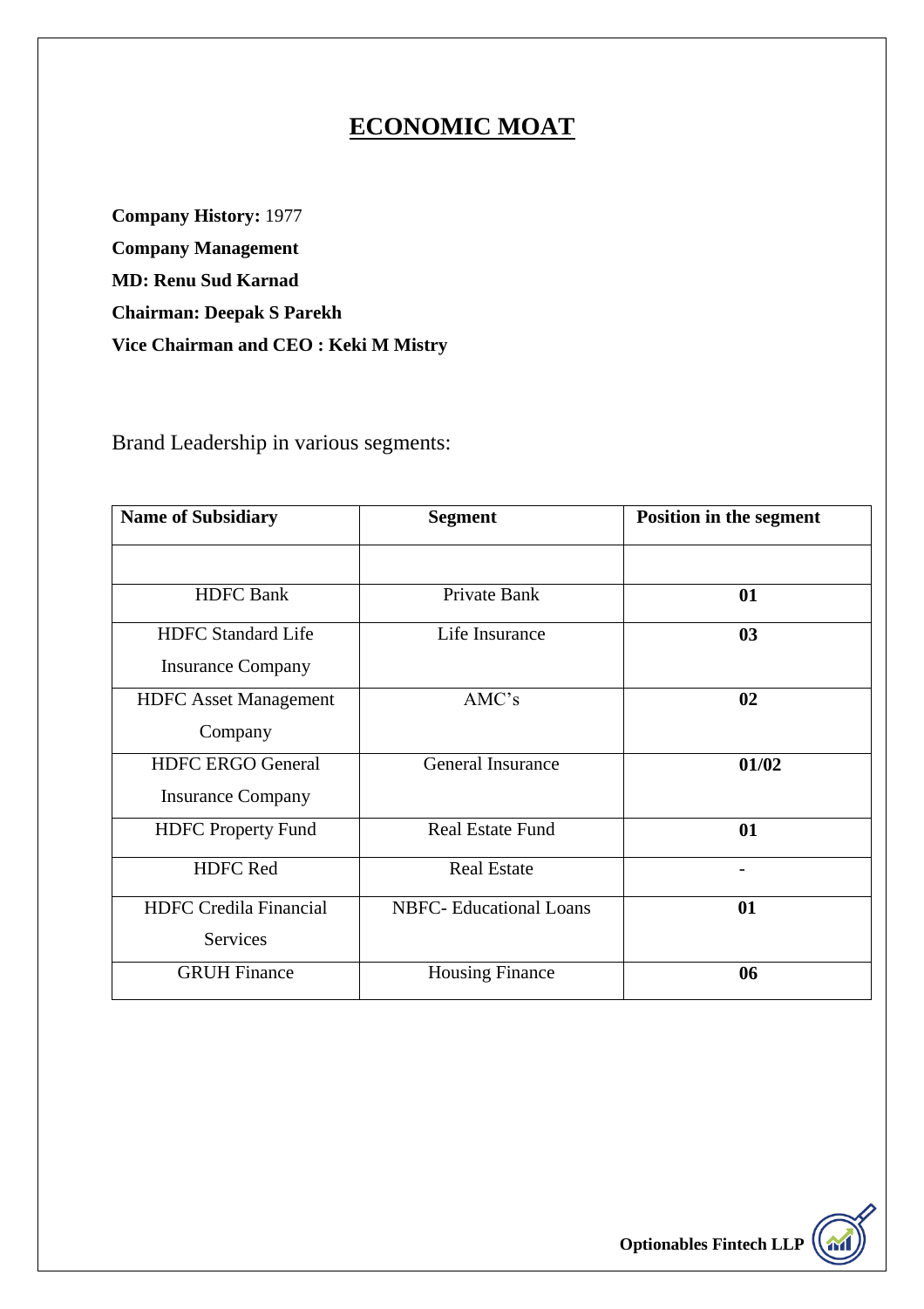# ECONOMIC MOAT

**Company History:** 1977

**Company Management**

**MD: Renu Sud Karnad**

**Chairman: Deepak S Parekh**

**Vice Chairman and CEO : Keki M Mistry**

Brand Leadership in various segments:

| Name of Subsidiary | Segment | Position in the segment |
|---|---|---|
| | | |
| HDFC Bank | Private Bank | **01** |
| HDFC Standard Life Insurance Company | Life Insurance | **03** |
| HDFC Asset Management Company | AMC's | **02** |
| HDFC ERGO General Insurance Company | General Insurance | **01/02** |
| HDFC Property Fund | Real Estate Fund | **01** |
| HDFC Red | Real Estate | - |
| HDFC Credila Financial Services | NBFC- Educational Loans | **01** |
| GRUH Finance | Housing Finance | **06** |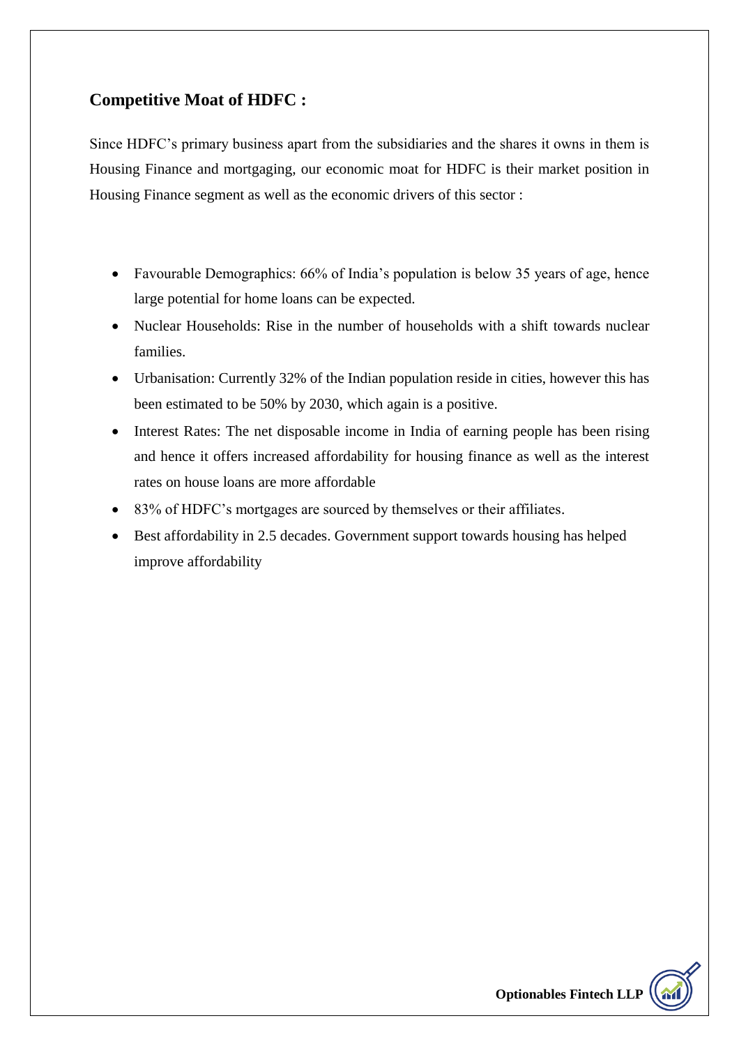## Competitive Moat of HDFC :

Since HDFC's primary business apart from the subsidiaries and the shares it owns in them is Housing Finance and mortgaging, our economic moat for HDFC is their market position in Housing Finance segment as well as the economic drivers of this sector :

- Favourable Demographics: 66% of India's population is below 35 years of age, hence large potential for home loans can be expected.
- Nuclear Households: Rise in the number of households with a shift towards nuclear families.
- Urbanisation: Currently 32% of the Indian population reside in cities, however this has been estimated to be 50% by 2030, which again is a positive.
- Interest Rates: The net disposable income in India of earning people has been rising and hence it offers increased affordability for housing finance as well as the interest rates on house loans are more affordable
- 83% of HDFC's mortgages are sourced by themselves or their affiliates.
- Best affordability in 2.5 decades. Government support towards housing has helped improve affordability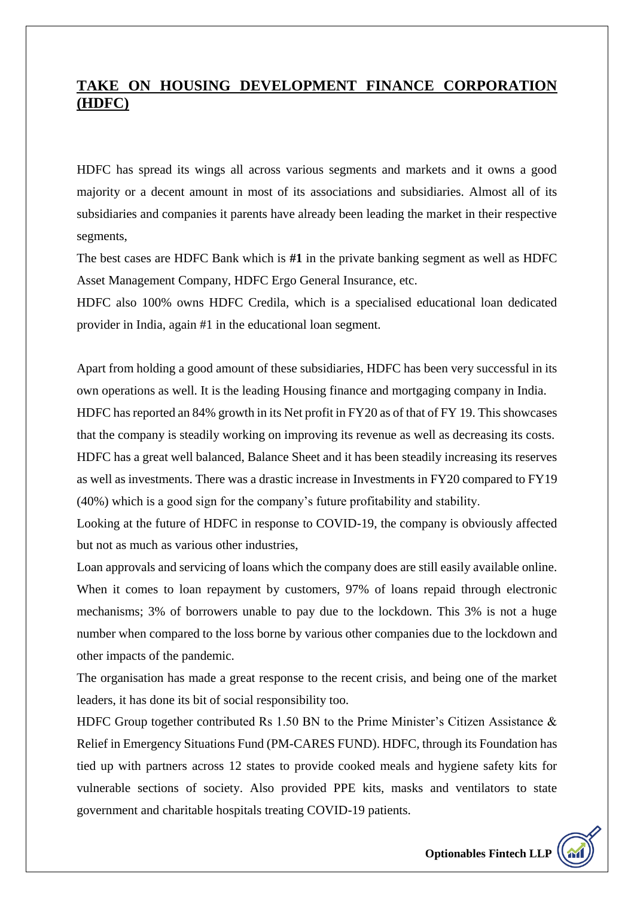## TAKE ON HOUSING DEVELOPMENT FINANCE CORPORATION (HDFC)

HDFC has spread its wings all across various segments and markets and it owns a good majority or a decent amount in most of its associations and subsidiaries. Almost all of its subsidiaries and companies it parents have already been leading the market in their respective segments,

The best cases are HDFC Bank which is **#1** in the private banking segment as well as HDFC Asset Management Company, HDFC Ergo General Insurance, etc.

HDFC also 100% owns HDFC Credila, which is a specialised educational loan dedicated provider in India, again #1 in the educational loan segment.

Apart from holding a good amount of these subsidiaries, HDFC has been very successful in its own operations as well. It is the leading Housing finance and mortgaging company in India.

HDFC has reported an 84% growth in its Net profit in FY20 as of that of FY 19. This showcases that the company is steadily working on improving its revenue as well as decreasing its costs.

HDFC has a great well balanced, Balance Sheet and it has been steadily increasing its reserves as well as investments. There was a drastic increase in Investments in FY20 compared to FY19 (40%) which is a good sign for the company's future profitability and stability.

Looking at the future of HDFC in response to COVID-19, the company is obviously affected but not as much as various other industries,

Loan approvals and servicing of loans which the company does are still easily available online. When it comes to loan repayment by customers, 97% of loans repaid through electronic mechanisms; 3% of borrowers unable to pay due to the lockdown. This 3% is not a huge number when compared to the loss borne by various other companies due to the lockdown and other impacts of the pandemic.

The organisation has made a great response to the recent crisis, and being one of the market leaders, it has done its bit of social responsibility too.

HDFC Group together contributed Rs 1.50 BN to the Prime Minister's Citizen Assistance & Relief in Emergency Situations Fund (PM-CARES FUND). HDFC, through its Foundation has tied up with partners across 12 states to provide cooked meals and hygiene safety kits for vulnerable sections of society. Also provided PPE kits, masks and ventilators to state government and charitable hospitals treating COVID-19 patients.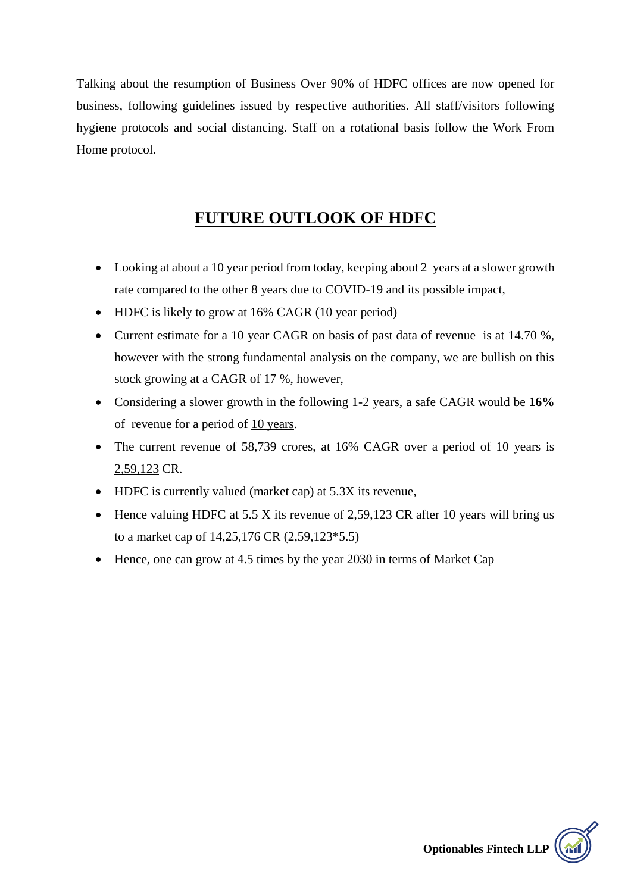Talking about the resumption of Business Over 90% of HDFC offices are now opened for business, following guidelines issued by respective authorities. All staff/visitors following hygiene protocols and social distancing. Staff on a rotational basis follow the Work From Home protocol.

## FUTURE OUTLOOK OF HDFC

- Looking at about a 10 year period from today, keeping about 2 years at a slower growth rate compared to the other 8 years due to COVID-19 and its possible impact,
- HDFC is likely to grow at 16% CAGR (10 year period)
- Current estimate for a 10 year CAGR on basis of past data of revenue is at 14.70 %, however with the strong fundamental analysis on the company, we are bullish on this stock growing at a CAGR of 17 %, however,
- Considering a slower growth in the following 1-2 years, a safe CAGR would be **16%** of revenue for a period of 10 years.
- The current revenue of 58,739 crores, at 16% CAGR over a period of 10 years is 2,59,123 CR.
- HDFC is currently valued (market cap) at 5.3X its revenue,
- Hence valuing HDFC at 5.5 X its revenue of 2,59,123 CR after 10 years will bring us to a market cap of 14,25,176 CR (2,59,123*5.5)
- Hence, one can grow at 4.5 times by the year 2030 in terms of Market Cap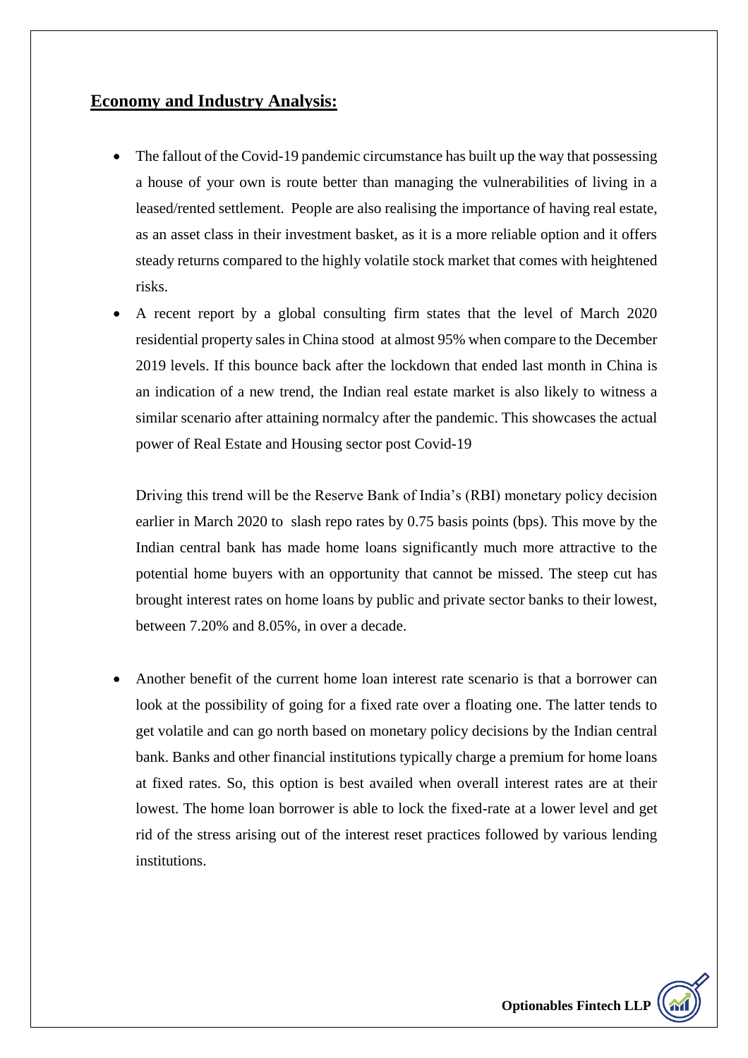## **Economy and Industry Analysis:**

- The fallout of the Covid-19 pandemic circumstance has built up the way that possessing a house of your own is route better than managing the vulnerabilities of living in a leased/rented settlement. People are also realising the importance of having real estate, as an asset class in their investment basket, as it is a more reliable option and it offers steady returns compared to the highly volatile stock market that comes with heightened risks.

- A recent report by a global consulting firm states that the level of March 2020 residential property sales in China stood at almost 95% when compare to the December 2019 levels. If this bounce back after the lockdown that ended last month in China is an indication of a new trend, the Indian real estate market is also likely to witness a similar scenario after attaining normalcy after the pandemic. This showcases the actual power of Real Estate and Housing sector post Covid-19

  Driving this trend will be the Reserve Bank of India's (RBI) monetary policy decision earlier in March 2020 to slash repo rates by 0.75 basis points (bps). This move by the Indian central bank has made home loans significantly much more attractive to the potential home buyers with an opportunity that cannot be missed. The steep cut has brought interest rates on home loans by public and private sector banks to their lowest, between 7.20% and 8.05%, in over a decade.

- Another benefit of the current home loan interest rate scenario is that a borrower can look at the possibility of going for a fixed rate over a floating one. The latter tends to get volatile and can go north based on monetary policy decisions by the Indian central bank. Banks and other financial institutions typically charge a premium for home loans at fixed rates. So, this option is best availed when overall interest rates are at their lowest. The home loan borrower is able to lock the fixed-rate at a lower level and get rid of the stress arising out of the interest reset practices followed by various lending institutions.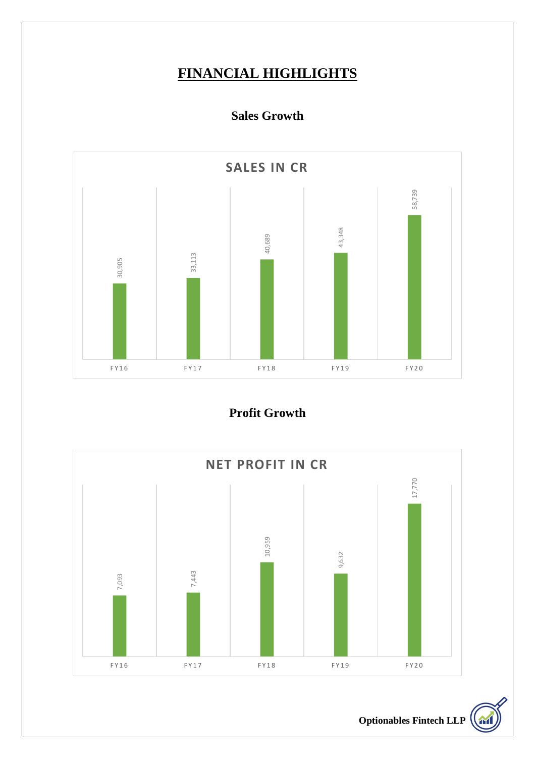# FINANCIAL HIGHLIGHTS

## Sales Growth

**SALES IN CR**

| Year | Sales (Cr) |
|---|---|
| FY16 | 30,905 |
| FY17 | 33,113 |
| FY18 | 40,689 |
| FY19 | 43,348 |
| FY20 | 58,739 |

## Profit Growth

**NET PROFIT IN CR**

| Year | Net Profit (Cr) |
|---|---|
| FY16 | 7,093 |
| FY17 | 7,443 |
| FY18 | 10,959 |
| FY19 | 9,632 |
| FY20 | 17,770 |

**Optionables Fintech LLP**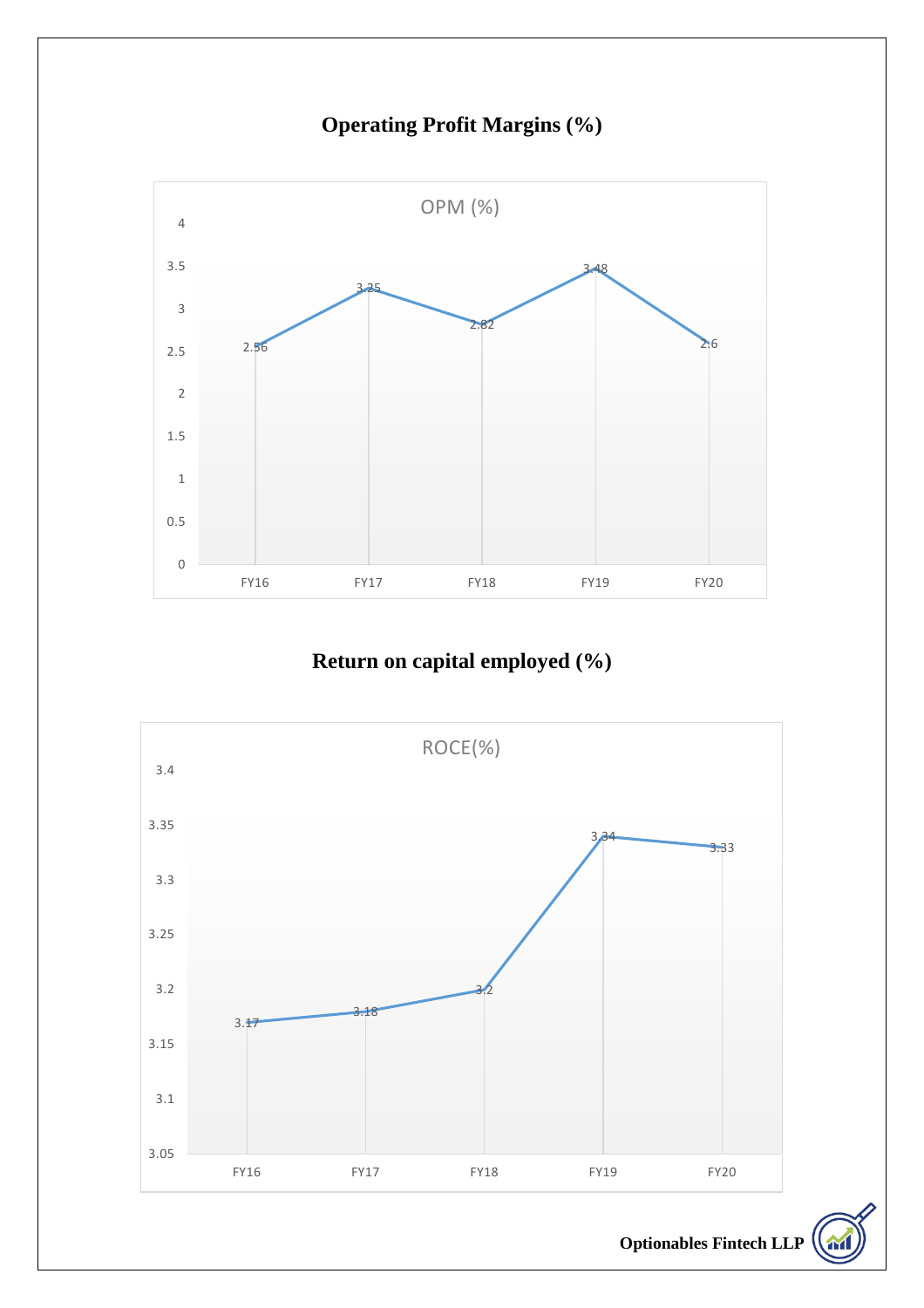## Operating Profit Margins (%)

OPM (%)

| | FY16 | FY17 | FY18 | FY19 | FY20 |
|---|---|---|---|---|---|
| OPM (%) | 2.56 | 3.25 | 2.82 | 3.48 | 2.6 |

## Return on capital employed (%)

ROCE(%)

| | FY16 | FY17 | FY18 | FY19 | FY20 |
|---|---|---|---|---|---|
| ROCE(%) | 3.17 | 3.18 | 3.2 | 3.34 | 3.33 |

**Optionables Fintech LLP**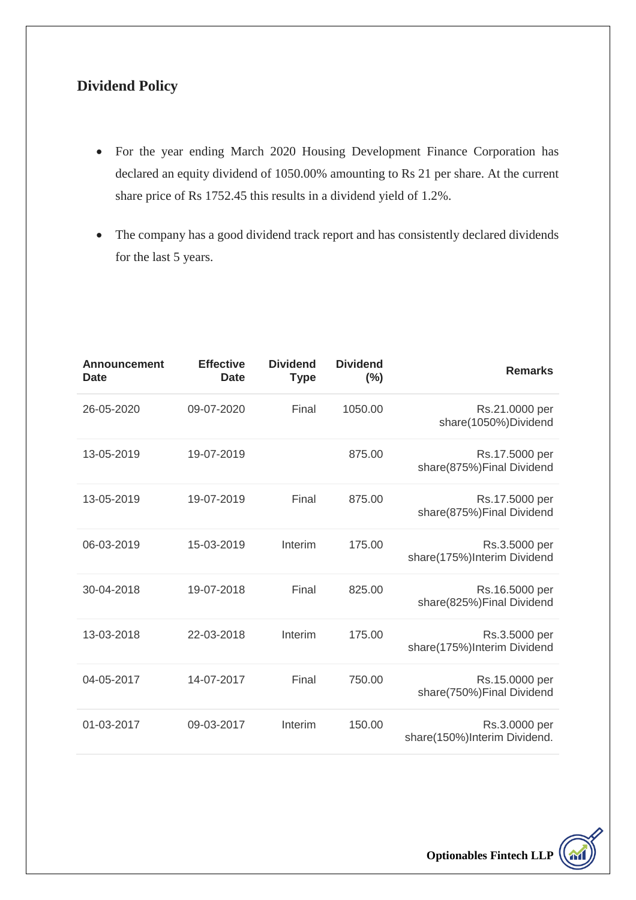## Dividend Policy

- For the year ending March 2020 Housing Development Finance Corporation has declared an equity dividend of 1050.00% amounting to Rs 21 per share. At the current share price of Rs 1752.45 this results in a dividend yield of 1.2%.
- The company has a good dividend track report and has consistently declared dividends for the last 5 years.

| Announcement Date | Effective Date | Dividend Type | Dividend (%) | Remarks |
|---|---|---|---|---|
| 26-05-2020 | 09-07-2020 | Final | 1050.00 | Rs.21.0000 per share(1050%)Dividend |
| 13-05-2019 | 19-07-2019 | | 875.00 | Rs.17.5000 per share(875%)Final Dividend |
| 13-05-2019 | 19-07-2019 | Final | 875.00 | Rs.17.5000 per share(875%)Final Dividend |
| 06-03-2019 | 15-03-2019 | Interim | 175.00 | Rs.3.5000 per share(175%)Interim Dividend |
| 30-04-2018 | 19-07-2018 | Final | 825.00 | Rs.16.5000 per share(825%)Final Dividend |
| 13-03-2018 | 22-03-2018 | Interim | 175.00 | Rs.3.5000 per share(175%)Interim Dividend |
| 04-05-2017 | 14-07-2017 | Final | 750.00 | Rs.15.0000 per share(750%)Final Dividend |
| 01-03-2017 | 09-03-2017 | Interim | 150.00 | Rs.3.0000 per share(150%)Interim Dividend. |

**Optionables Fintech LLP**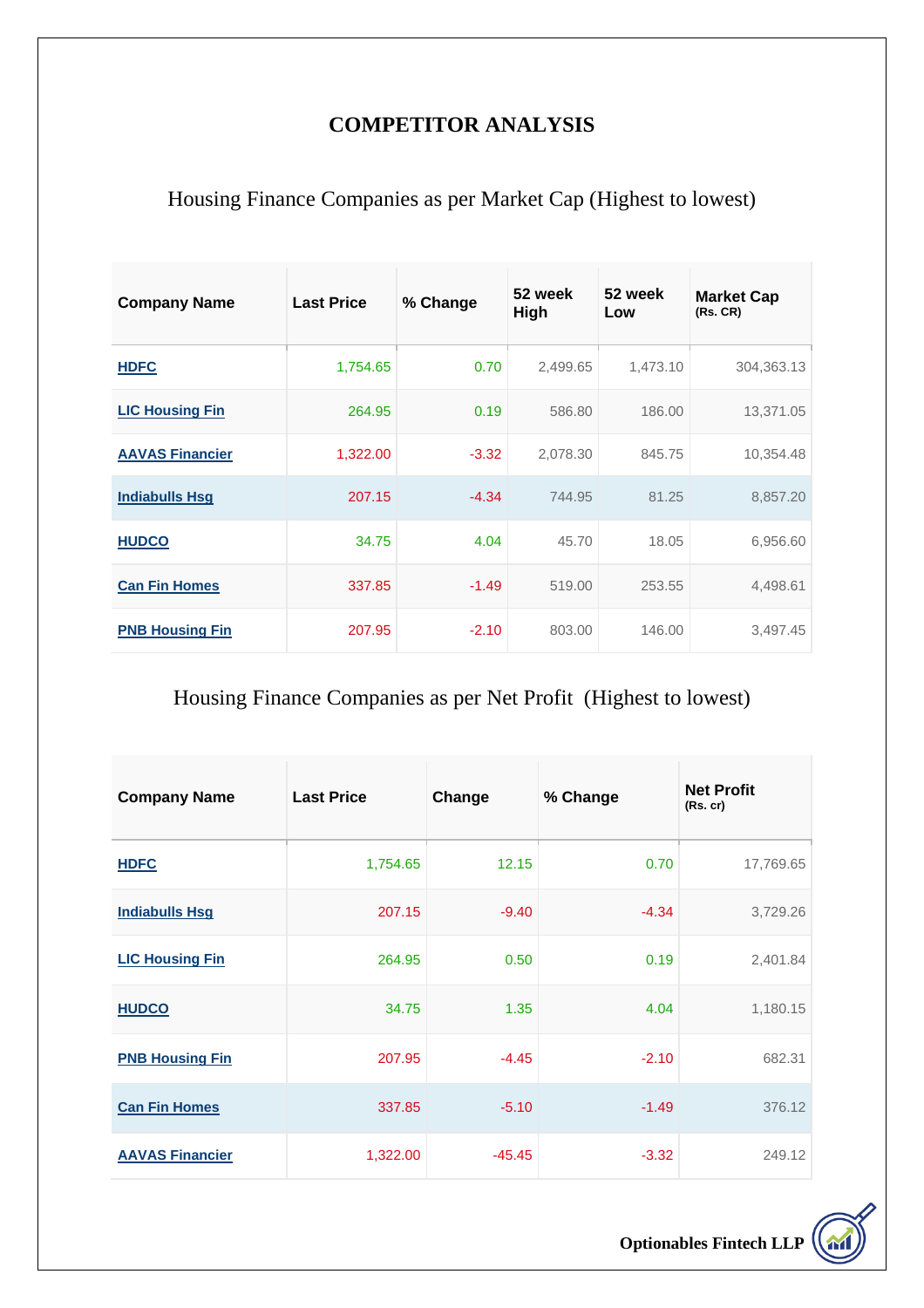# COMPETITOR ANALYSIS

## Housing Finance Companies as per Market Cap (Highest to lowest)

| Company Name | Last Price | % Change | 52 week High | 52 week Low | Market Cap (Rs. CR) |
|---|---|---|---|---|---|
| HDFC | 1,754.65 | 0.70 | 2,499.65 | 1,473.10 | 304,363.13 |
| LIC Housing Fin | 264.95 | 0.19 | 586.80 | 186.00 | 13,371.05 |
| AAVAS Financier | 1,322.00 | -3.32 | 2,078.30 | 845.75 | 10,354.48 |
| Indiabulls Hsg | 207.15 | -4.34 | 744.95 | 81.25 | 8,857.20 |
| HUDCO | 34.75 | 4.04 | 45.70 | 18.05 | 6,956.60 |
| Can Fin Homes | 337.85 | -1.49 | 519.00 | 253.55 | 4,498.61 |
| PNB Housing Fin | 207.95 | -2.10 | 803.00 | 146.00 | 3,497.45 |

## Housing Finance Companies as per Net Profit (Highest to lowest)

| Company Name | Last Price | Change | % Change | Net Profit (Rs. cr) |
|---|---|---|---|---|
| HDFC | 1,754.65 | 12.15 | 0.70 | 17,769.65 |
| Indiabulls Hsg | 207.15 | -9.40 | -4.34 | 3,729.26 |
| LIC Housing Fin | 264.95 | 0.50 | 0.19 | 2,401.84 |
| HUDCO | 34.75 | 1.35 | 4.04 | 1,180.15 |
| PNB Housing Fin | 207.95 | -4.45 | -2.10 | 682.31 |
| Can Fin Homes | 337.85 | -5.10 | -1.49 | 376.12 |
| AAVAS Financier | 1,322.00 | -45.45 | -3.32 | 249.12 |

Optionables Fintech LLP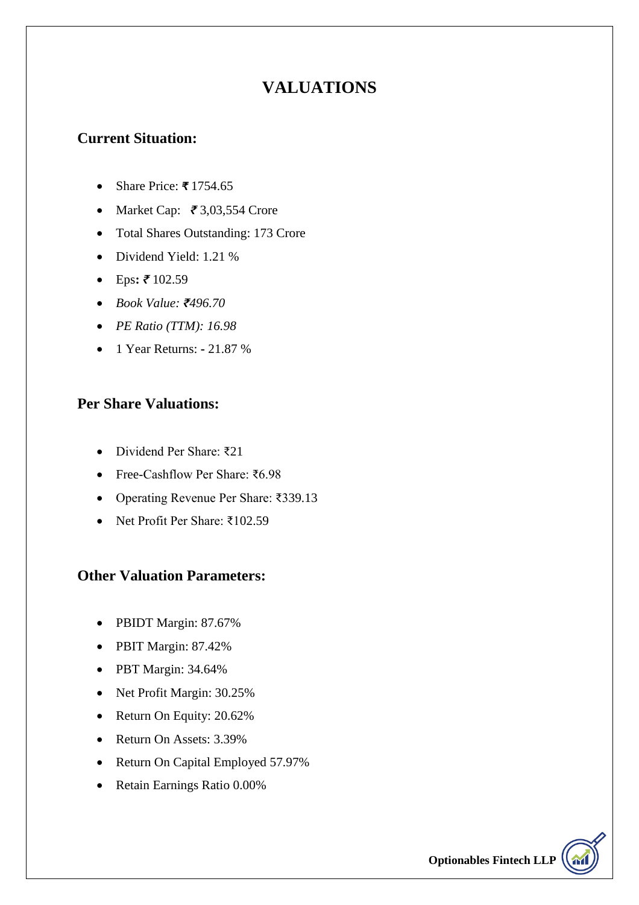# VALUATIONS

## Current Situation:

- Share Price: ₹ 1754.65
- Market Cap: ₹ 3,03,554 Crore
- Total Shares Outstanding: 173 Crore
- Dividend Yield: 1.21 %
- Eps**:** ₹ 102.59
- *Book Value: ₹496.70*
- *PE Ratio (TTM): 16.98*
- 1 Year Returns: - 21.87 %

## Per Share Valuations:

- Dividend Per Share: ₹21
- Free-Cashflow Per Share: ₹6.98
- Operating Revenue Per Share: ₹339.13
- Net Profit Per Share: ₹102.59

## Other Valuation Parameters:

- PBIDT Margin: 87.67%
- PBIT Margin: 87.42%
- PBT Margin: 34.64%
- Net Profit Margin: 30.25%
- Return On Equity: 20.62%
- Return On Assets: 3.39%
- Return On Capital Employed 57.97%
- Retain Earnings Ratio 0.00%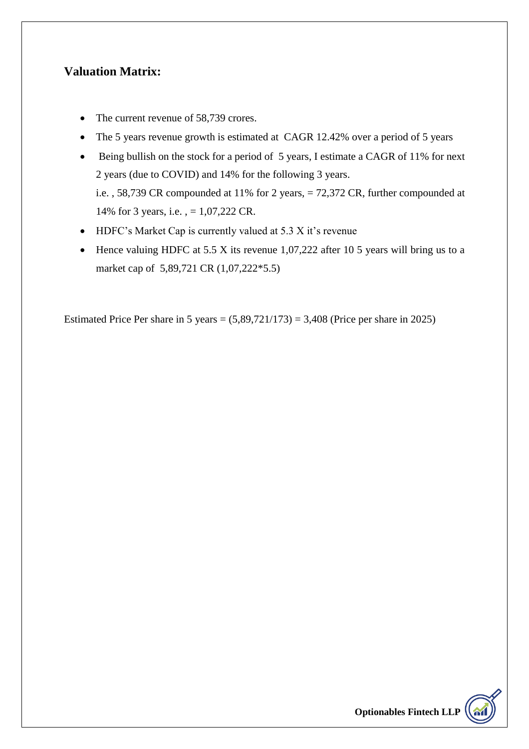## Valuation Matrix:

- The current revenue of 58,739 crores.
- The 5 years revenue growth is estimated at CAGR 12.42% over a period of 5 years
- Being bullish on the stock for a period of 5 years, I estimate a CAGR of 11% for next 2 years (due to COVID) and 14% for the following 3 years.
  i.e. , 58,739 CR compounded at 11% for 2 years, = 72,372 CR, further compounded at 14% for 3 years, i.e. , = 1,07,222 CR.
- HDFC's Market Cap is currently valued at 5.3 X it's revenue
- Hence valuing HDFC at 5.5 X its revenue 1,07,222 after 10 5 years will bring us to a market cap of 5,89,721 CR (1,07,222*5.5)

Estimated Price Per share in 5 years = (5,89,721/173) = 3,408 (Price per share in 2025)

Optionables Fintech LLP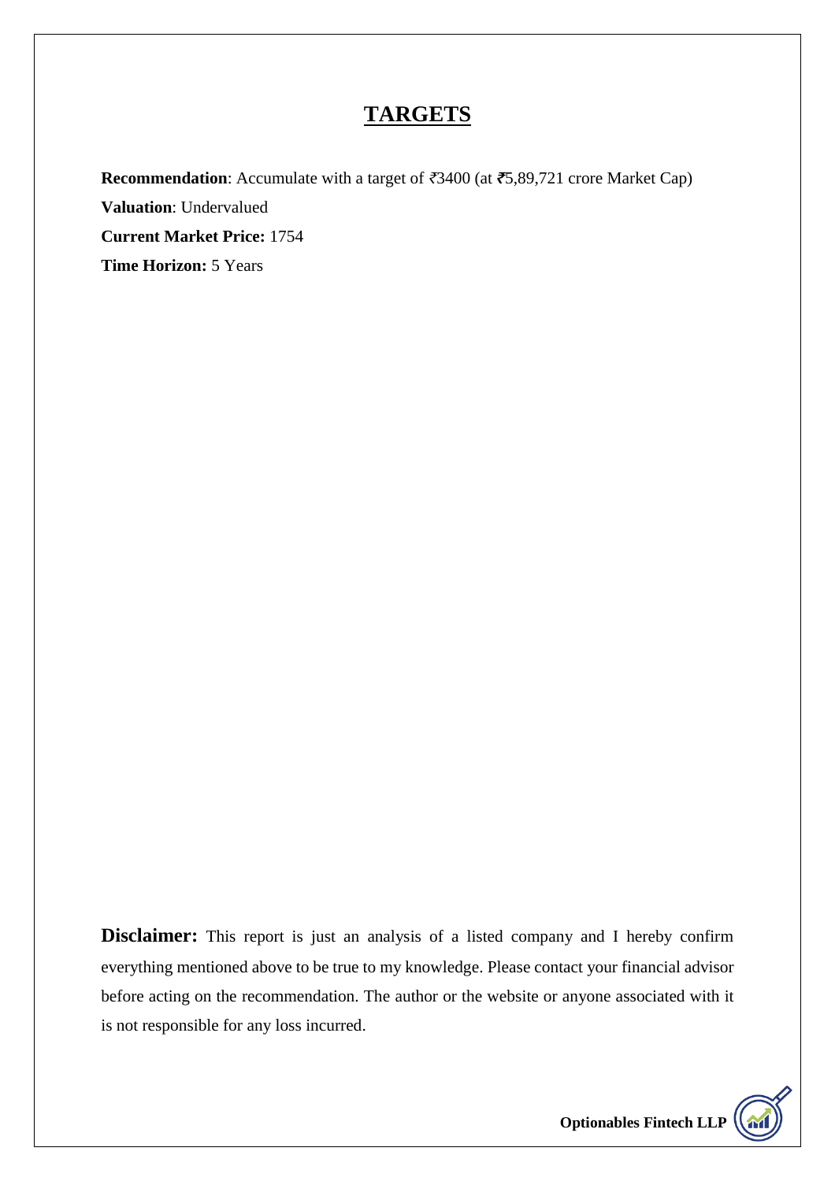# TARGETS

**Recommendation**: Accumulate with a target of ₹3400 (at ₹5,89,721 crore Market Cap)

**Valuation**: Undervalued

**Current Market Price:** 1754

**Time Horizon:** 5 Years

**Disclaimer:** This report is just an analysis of a listed company and I hereby confirm everything mentioned above to be true to my knowledge. Please contact your financial advisor before acting on the recommendation. The author or the website or anyone associated with it is not responsible for any loss incurred.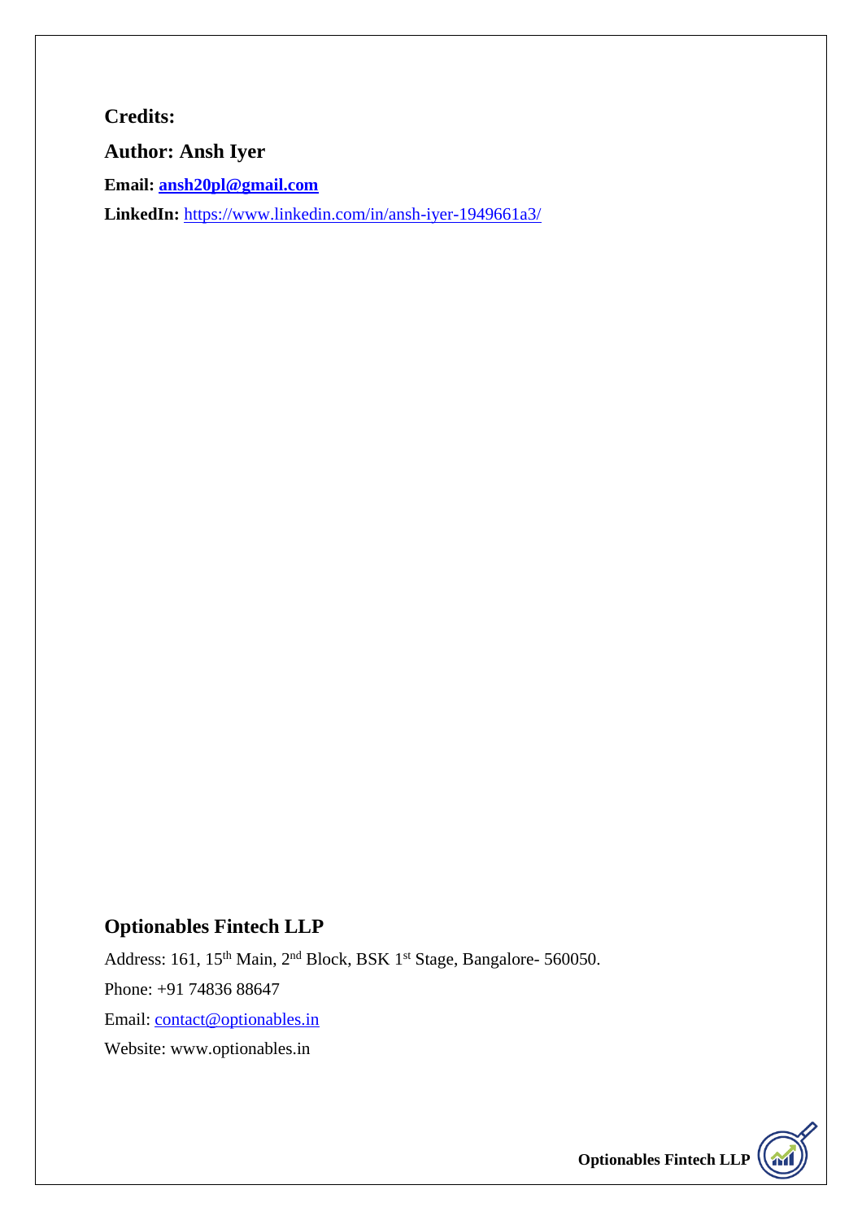**Credits:**

**Author: Ansh Iyer**

**Email: ansh20pl@gmail.com**

**LinkedIn:** https://www.linkedin.com/in/ansh-iyer-1949661a3/

**Optionables Fintech LLP**

Address: 161, 15th Main, 2nd Block, BSK 1st Stage, Bangalore- 560050.

Phone: +91 74836 88647

Email: contact@optionables.in

Website: www.optionables.in